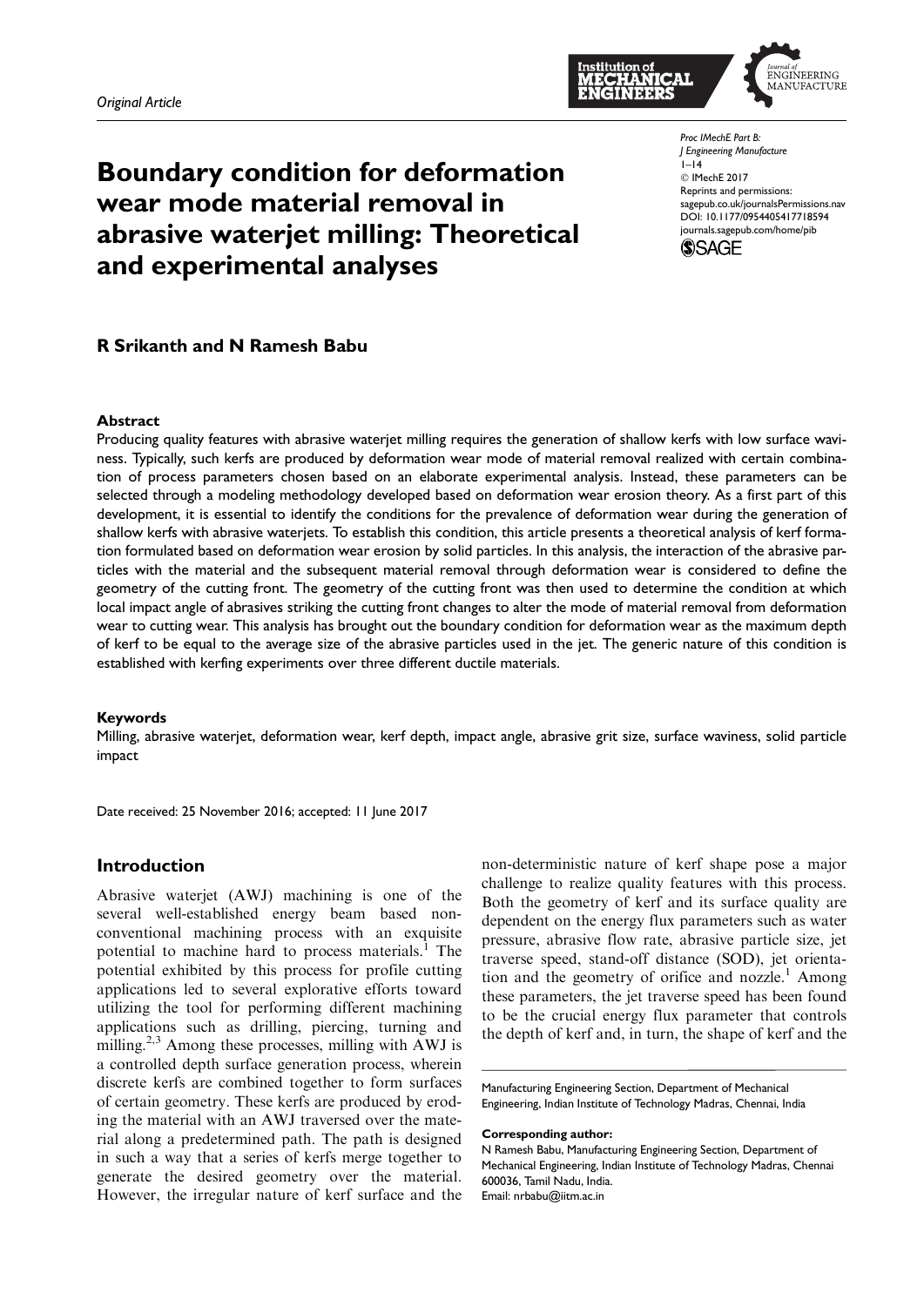*Original Article*

# Boundary condition for deformation wear mode material removal in abrasive waterjet milling: Theoretical and experimental analyses

*Proc IMechE Part B: J Engineering Manufacture*
1–14
© IMechE 2017
Reprints and permissions: sagepub.co.uk/journalsPermissions.nav
DOI: 10.1177/0954405417718594
journals.sagepub.com/home/pib

**R Srikanth and N Ramesh Babu**

### Abstract

Producing quality features with abrasive waterjet milling requires the generation of shallow kerfs with low surface waviness. Typically, such kerfs are produced by deformation wear mode of material removal realized with certain combination of process parameters chosen based on an elaborate experimental analysis. Instead, these parameters can be selected through a modeling methodology developed based on deformation wear erosion theory. As a first part of this development, it is essential to identify the conditions for the prevalence of deformation wear during the generation of shallow kerfs with abrasive waterjets. To establish this condition, this article presents a theoretical analysis of kerf formation formulated based on deformation wear erosion by solid particles. In this analysis, the interaction of the abrasive particles with the material and the subsequent material removal through deformation wear is considered to define the geometry of the cutting front. The geometry of the cutting front was then used to determine the condition at which local impact angle of abrasives striking the cutting front changes to alter the mode of material removal from deformation wear to cutting wear. This analysis has brought out the boundary condition for deformation wear as the maximum depth of kerf to be equal to the average size of the abrasive particles used in the jet. The generic nature of this condition is established with kerfing experiments over three different ductile materials.

### Keywords

Milling, abrasive waterjet, deformation wear, kerf depth, impact angle, abrasive grit size, surface waviness, solid particle impact

Date received: 25 November 2016; accepted: 11 June 2017

## Introduction

Abrasive waterjet (AWJ) machining is one of the several well-established energy beam based non-conventional machining process with an exquisite potential to machine hard to process materials.[1] The potential exhibited by this process for profile cutting applications led to several explorative efforts toward utilizing the tool for performing different machining applications such as drilling, piercing, turning and milling.[2,3] Among these processes, milling with AWJ is a controlled depth surface generation process, wherein discrete kerfs are combined together to form surfaces of certain geometry. These kerfs are produced by eroding the material with an AWJ traversed over the material along a predetermined path. The path is designed in such a way that a series of kerfs merge together to generate the desired geometry over the material. However, the irregular nature of kerf surface and the non-deterministic nature of kerf shape pose a major challenge to realize quality features with this process. Both the geometry of kerf and its surface quality are dependent on the energy flux parameters such as water pressure, abrasive flow rate, abrasive particle size, jet traverse speed, stand-off distance (SOD), jet orientation and the geometry of orifice and nozzle.[1] Among these parameters, the jet traverse speed has been found to be the crucial energy flux parameter that controls the depth of kerf and, in turn, the shape of kerf and the

Manufacturing Engineering Section, Department of Mechanical Engineering, Indian Institute of Technology Madras, Chennai, India

**Corresponding author:**
N Ramesh Babu, Manufacturing Engineering Section, Department of Mechanical Engineering, Indian Institute of Technology Madras, Chennai 600036, Tamil Nadu, India.
Email: nrbabu@iitm.ac.in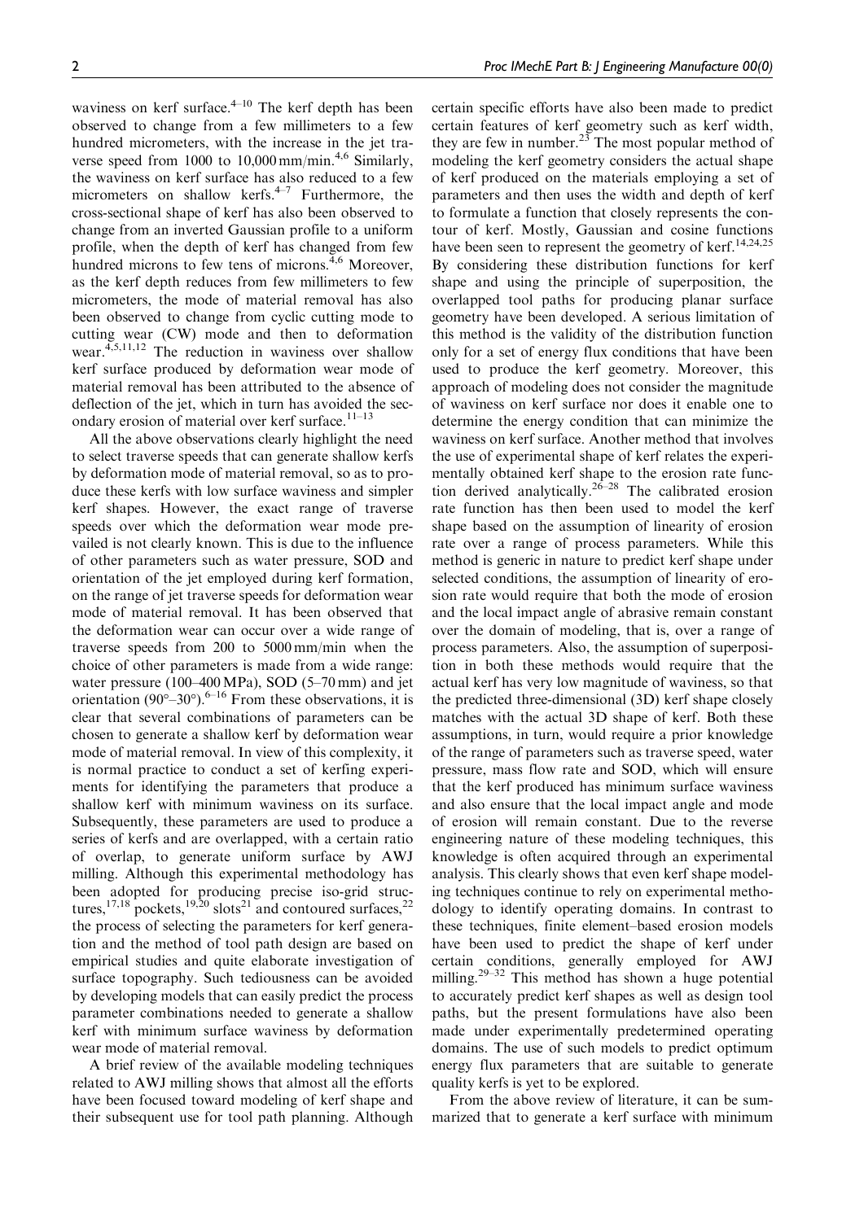waviness on kerf surface.[4–10] The kerf depth has been observed to change from a few millimeters to a few hundred micrometers, with the increase in the jet traverse speed from 1000 to 10,000 mm/min.[4,6] Similarly, the waviness on kerf surface has also reduced to a few micrometers on shallow kerfs.[4–7] Furthermore, the cross-sectional shape of kerf has also been observed to change from an inverted Gaussian profile to a uniform profile, when the depth of kerf has changed from few hundred microns to few tens of microns.[4,6] Moreover, as the kerf depth reduces from few millimeters to few micrometers, the mode of material removal has also been observed to change from cyclic cutting mode to cutting wear (CW) mode and then to deformation wear.[4,5,11,12] The reduction in waviness over shallow kerf surface produced by deformation wear mode of material removal has been attributed to the absence of deflection of the jet, which in turn has avoided the secondary erosion of material over kerf surface.[11–13]

All the above observations clearly highlight the need to select traverse speeds that can generate shallow kerfs by deformation mode of material removal, so as to produce these kerfs with low surface waviness and simpler kerf shapes. However, the exact range of traverse speeds over which the deformation wear mode prevailed is not clearly known. This is due to the influence of other parameters such as water pressure, SOD and orientation of the jet employed during kerf formation, on the range of jet traverse speeds for deformation wear mode of material removal. It has been observed that the deformation wear can occur over a wide range of traverse speeds from 200 to 5000 mm/min when the choice of other parameters is made from a wide range: water pressure (100–400 MPa), SOD (5–70 mm) and jet orientation (90°–30°).[6–16] From these observations, it is clear that several combinations of parameters can be chosen to generate a shallow kerf by deformation wear mode of material removal. In view of this complexity, it is normal practice to conduct a set of kerfing experiments for identifying the parameters that produce a shallow kerf with minimum waviness on its surface. Subsequently, these parameters are used to produce a series of kerfs and are overlapped, with a certain ratio of overlap, to generate uniform surface by AWJ milling. Although this experimental methodology has been adopted for producing precise iso-grid structures,[17,18] pockets,[19,20] slots[21] and contoured surfaces,[22] the process of selecting the parameters for kerf generation and the method of tool path design are based on empirical studies and quite elaborate investigation of surface topography. Such tediousness can be avoided by developing models that can easily predict the process parameter combinations needed to generate a shallow kerf with minimum surface waviness by deformation wear mode of material removal.

A brief review of the available modeling techniques related to AWJ milling shows that almost all the efforts have been focused toward modeling of kerf shape and their subsequent use for tool path planning. Although certain specific efforts have also been made to predict certain features of kerf geometry such as kerf width, they are few in number.[23] The most popular method of modeling the kerf geometry considers the actual shape of kerf produced on the materials employing a set of parameters and then uses the width and depth of kerf to formulate a function that closely represents the contour of kerf. Mostly, Gaussian and cosine functions have been seen to represent the geometry of kerf.[14,24,25] By considering these distribution functions for kerf shape and using the principle of superposition, the overlapped tool paths for producing planar surface geometry have been developed. A serious limitation of this method is the validity of the distribution function only for a set of energy flux conditions that have been used to produce the kerf geometry. Moreover, this approach of modeling does not consider the magnitude of waviness on kerf surface nor does it enable one to determine the energy condition that can minimize the waviness on kerf surface. Another method that involves the use of experimental shape of kerf relates the experimentally obtained kerf shape to the erosion rate function derived analytically.[26–28] The calibrated erosion rate function has then been used to model the kerf shape based on the assumption of linearity of erosion rate over a range of process parameters. While this method is generic in nature to predict kerf shape under selected conditions, the assumption of linearity of erosion rate would require that both the mode of erosion and the local impact angle of abrasive remain constant over the domain of modeling, that is, over a range of process parameters. Also, the assumption of superposition in both these methods would require that the actual kerf has very low magnitude of waviness, so that the predicted three-dimensional (3D) kerf shape closely matches with the actual 3D shape of kerf. Both these assumptions, in turn, would require a prior knowledge of the range of parameters such as traverse speed, water pressure, mass flow rate and SOD, which will ensure that the kerf produced has minimum surface waviness and also ensure that the local impact angle and mode of erosion will remain constant. Due to the reverse engineering nature of these modeling techniques, this knowledge is often acquired through an experimental analysis. This clearly shows that even kerf shape modeling techniques continue to rely on experimental methodology to identify operating domains. In contrast to these techniques, finite element–based erosion models have been used to predict the shape of kerf under certain conditions, generally employed for AWJ milling.[29–32] This method has shown a huge potential to accurately predict kerf shapes as well as design tool paths, but the present formulations have also been made under experimentally predetermined operating domains. The use of such models to predict optimum energy flux parameters that are suitable to generate quality kerfs is yet to be explored.

From the above review of literature, it can be summarized that to generate a kerf surface with minimum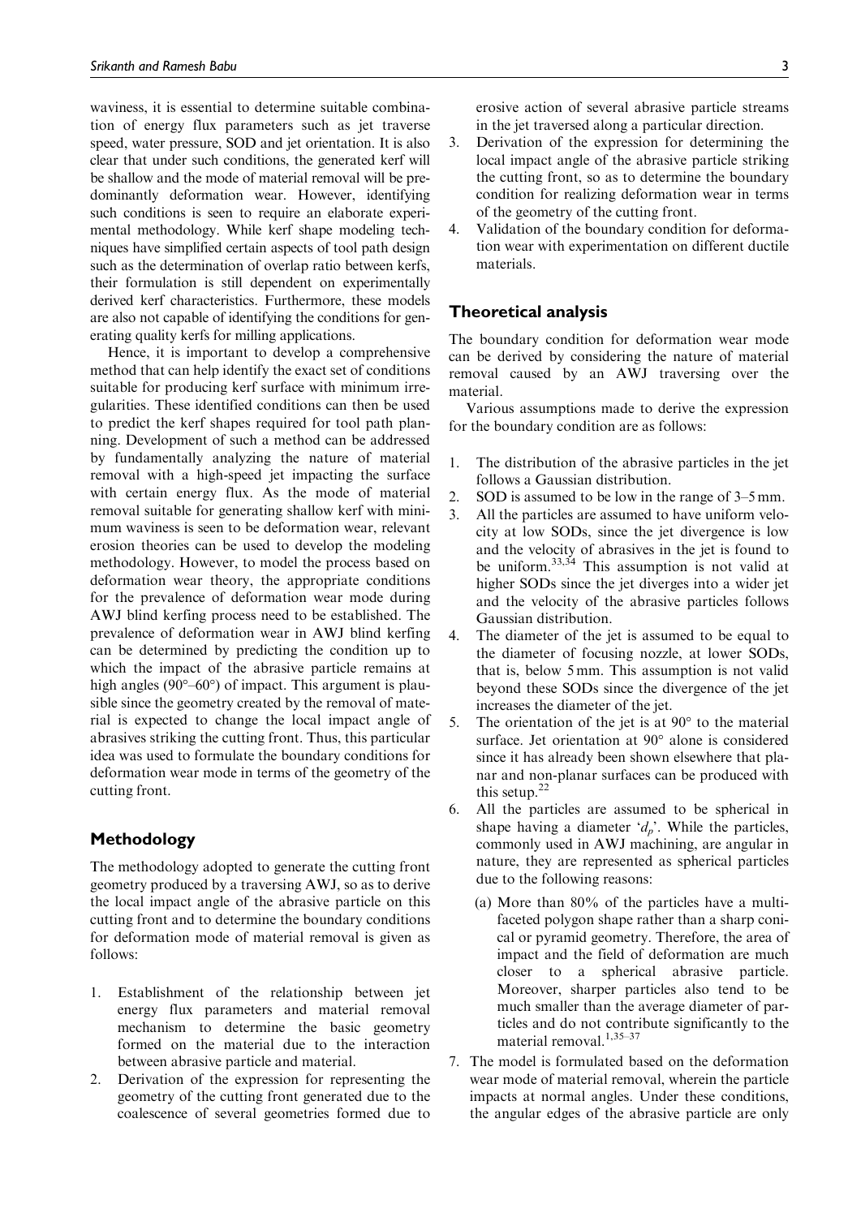waviness, it is essential to determine suitable combination of energy flux parameters such as jet traverse speed, water pressure, SOD and jet orientation. It is also clear that under such conditions, the generated kerf will be shallow and the mode of material removal will be predominantly deformation wear. However, identifying such conditions is seen to require an elaborate experimental methodology. While kerf shape modeling techniques have simplified certain aspects of tool path design such as the determination of overlap ratio between kerfs, their formulation is still dependent on experimentally derived kerf characteristics. Furthermore, these models are also not capable of identifying the conditions for generating quality kerfs for milling applications.

Hence, it is important to develop a comprehensive method that can help identify the exact set of conditions suitable for producing kerf surface with minimum irregularities. These identified conditions can then be used to predict the kerf shapes required for tool path planning. Development of such a method can be addressed by fundamentally analyzing the nature of material removal with a high-speed jet impacting the surface with certain energy flux. As the mode of material removal suitable for generating shallow kerf with minimum waviness is seen to be deformation wear, relevant erosion theories can be used to develop the modeling methodology. However, to model the process based on deformation wear theory, the appropriate conditions for the prevalence of deformation wear mode during AWJ blind kerfing process need to be established. The prevalence of deformation wear in AWJ blind kerfing can be determined by predicting the condition up to which the impact of the abrasive particle remains at high angles (90°–60°) of impact. This argument is plausible since the geometry created by the removal of material is expected to change the local impact angle of abrasives striking the cutting front. Thus, this particular idea was used to formulate the boundary conditions for deformation wear mode in terms of the geometry of the cutting front.

## Methodology

The methodology adopted to generate the cutting front geometry produced by a traversing AWJ, so as to derive the local impact angle of the abrasive particle on this cutting front and to determine the boundary conditions for deformation mode of material removal is given as follows:

1. Establishment of the relationship between jet energy flux parameters and material removal mechanism to determine the basic geometry formed on the material due to the interaction between abrasive particle and material.
2. Derivation of the expression for representing the geometry of the cutting front generated due to the coalescence of several geometries formed due to erosive action of several abrasive particle streams in the jet traversed along a particular direction.
3. Derivation of the expression for determining the local impact angle of the abrasive particle striking the cutting front, so as to determine the boundary condition for realizing deformation wear in terms of the geometry of the cutting front.
4. Validation of the boundary condition for deformation wear with experimentation on different ductile materials.

## Theoretical analysis

The boundary condition for deformation wear mode can be derived by considering the nature of material removal caused by an AWJ traversing over the material.

Various assumptions made to derive the expression for the boundary condition are as follows:

1. The distribution of the abrasive particles in the jet follows a Gaussian distribution.
2. SOD is assumed to be low in the range of 3–5 mm.
3. All the particles are assumed to have uniform velocity at low SODs, since the jet divergence is low and the velocity of abrasives in the jet is found to be uniform.[33,34] This assumption is not valid at higher SODs since the jet diverges into a wider jet and the velocity of the abrasive particles follows Gaussian distribution.
4. The diameter of the jet is assumed to be equal to the diameter of focusing nozzle, at lower SODs, that is, below 5 mm. This assumption is not valid beyond these SODs since the divergence of the jet increases the diameter of the jet.
5. The orientation of the jet is at 90° to the material surface. Jet orientation at 90° alone is considered since it has already been shown elsewhere that planar and non-planar surfaces can be produced with this setup.[22]
6. All the particles are assumed to be spherical in shape having a diameter '$d_p$'. While the particles, commonly used in AWJ machining, are angular in nature, they are represented as spherical particles due to the following reasons:
   (a) More than 80% of the particles have a multifaceted polygon shape rather than a sharp conical or pyramid geometry. Therefore, the area of impact and the field of deformation are much closer to a spherical abrasive particle. Moreover, sharper particles also tend to be much smaller than the average diameter of particles and do not contribute significantly to the material removal.[1,35–37]
7. The model is formulated based on the deformation wear mode of material removal, wherein the particle impacts at normal angles. Under these conditions, the angular edges of the abrasive particle are only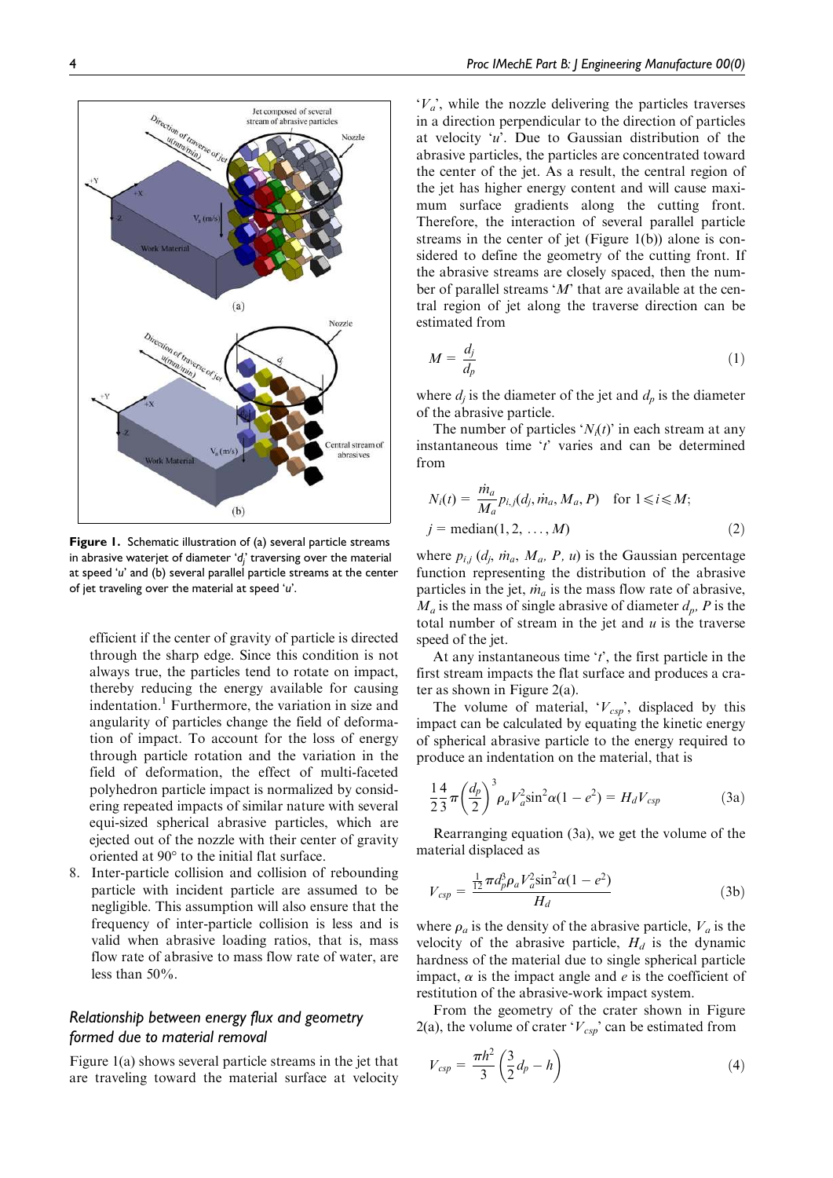Figure 1. Schematic illustration of (a) several particle streams in abrasive waterjet of diameter '$d_j$' traversing over the material at speed '$u$' and (b) several parallel particle streams at the center of jet traveling over the material at speed '$u$'.

efficient if the center of gravity of particle is directed through the sharp edge. Since this condition is not always true, the particles tend to rotate on impact, thereby reducing the energy available for causing indentation.[1] Furthermore, the variation in size and angularity of particles change the field of deformation of impact. To account for the loss of energy through particle rotation and the variation in the field of deformation, the effect of multi-faceted polyhedron particle impact is normalized by considering repeated impacts of similar nature with several equi-sized spherical abrasive particles, which are ejected out of the nozzle with their center of gravity oriented at 90° to the initial flat surface.

8. Inter-particle collision and collision of rebounding particle with incident particle are assumed to be negligible. This assumption will also ensure that the frequency of inter-particle collision is less and is valid when abrasive loading ratios, that is, mass flow rate of abrasive to mass flow rate of water, are less than 50%.

## Relationship between energy flux and geometry formed due to material removal

Figure 1(a) shows several particle streams in the jet that are traveling toward the material surface at velocity '$V_a$', while the nozzle delivering the particles traverses in a direction perpendicular to the direction of particles at velocity '$u$'. Due to Gaussian distribution of the abrasive particles, the particles are concentrated toward the center of the jet. As a result, the central region of the jet has higher energy content and will cause maximum surface gradients along the cutting front. Therefore, the interaction of several parallel particle streams in the center of jet (Figure 1(b)) alone is considered to define the geometry of the cutting front. If the abrasive streams are closely spaced, then the number of parallel streams '$M$' that are available at the central region of jet along the traverse direction can be estimated from

$$M = \frac{d_j}{d_p} \tag{1}$$

where $d_j$ is the diameter of the jet and $d_p$ is the diameter of the abrasive particle.

The number of particles '$N_i(t)$' in each stream at any instantaneous time '$t$' varies and can be determined from

$$N_i(t) = \frac{\dot{m}_a}{M_a} p_{i,j}(d_j, \dot{m}_a, M_a, P) \quad \text{for } 1 \leqslant i \leqslant M;$$
$$j = \text{median}(1, 2, \ldots, M) \tag{2}$$

where $p_{i,j}$ ($d_j$, $\dot{m}_a$, $M_a$, $P$, $u$) is the Gaussian percentage function representing the distribution of the abrasive particles in the jet, $\dot{m}_a$ is the mass flow rate of abrasive, $M_a$ is the mass of single abrasive of diameter $d_p$, $P$ is the total number of stream in the jet and $u$ is the traverse speed of the jet.

At any instantaneous time '$t$', the first particle in the first stream impacts the flat surface and produces a crater as shown in Figure 2(a).

The volume of material, '$V_{csp}$', displaced by this impact can be calculated by equating the kinetic energy of spherical abrasive particle to the energy required to produce an indentation on the material, that is

$$\frac{1}{2}\frac{4}{3}\pi\left(\frac{d_p}{2}\right)^3 \rho_a V_a^2 \sin^2\alpha(1 - e^2) = H_d V_{csp} \tag{3a}$$

Rearranging equation (3a), we get the volume of the material displaced as

$$V_{csp} = \frac{\frac{1}{12}\pi d_p^3 \rho_a V_a^2 \sin^2\alpha(1 - e^2)}{H_d} \tag{3b}$$

where $\rho_a$ is the density of the abrasive particle, $V_a$ is the velocity of the abrasive particle, $H_d$ is the dynamic hardness of the material due to single spherical particle impact, $\alpha$ is the impact angle and $e$ is the coefficient of restitution of the abrasive-work impact system.

From the geometry of the crater shown in Figure 2(a), the volume of crater '$V_{csp}$' can be estimated from

$$V_{csp} = \frac{\pi h^2}{3}\left(\frac{3}{2}d_p - h\right) \tag{4}$$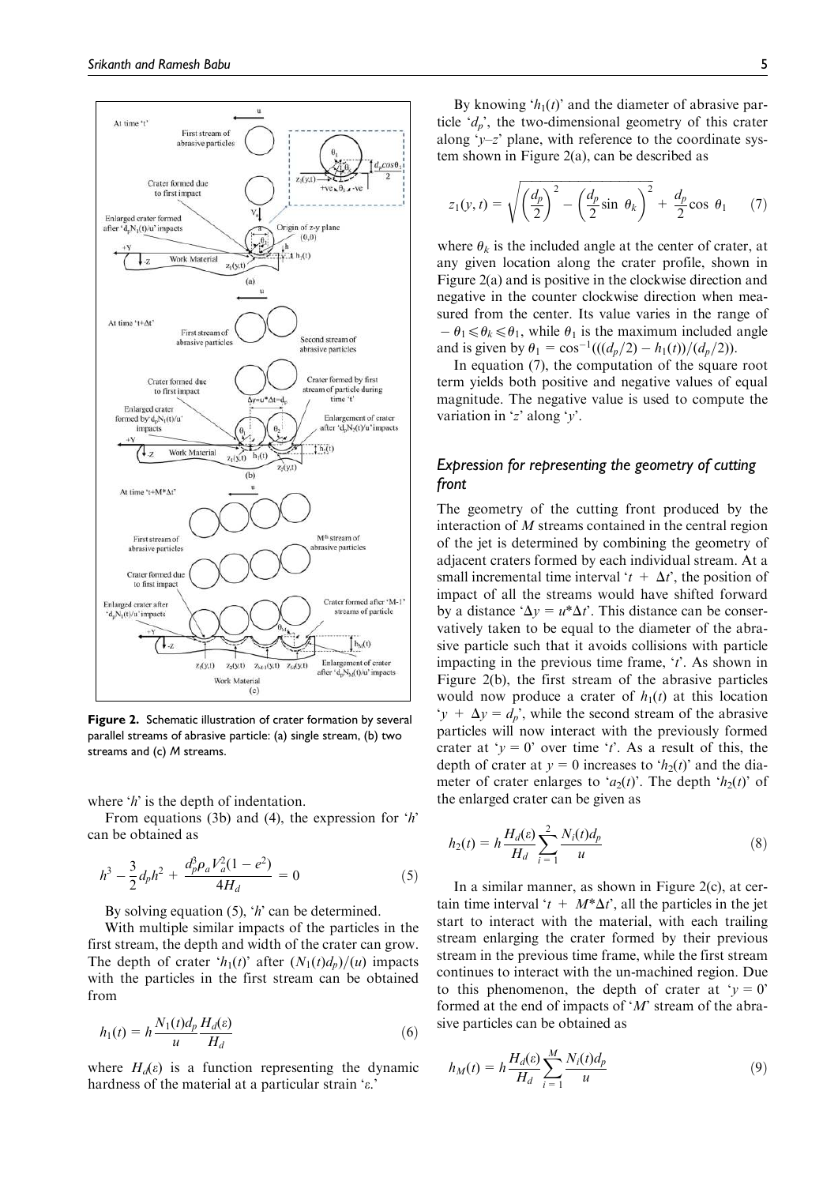Figure 2. Schematic illustration of crater formation by several parallel streams of abrasive particle: (a) single stream, (b) two streams and (c) $M$ streams.

where '$h$' is the depth of indentation.

From equations (3b) and (4), the expression for '$h$' can be obtained as

$$h^3 - \frac{3}{2} d_p h^2 + \frac{d_p^3 \rho_a V_a^2 (1 - e^2)}{4 H_d} = 0 \tag{5}$$

By solving equation (5), '$h$' can be determined.

With multiple similar impacts of the particles in the first stream, the depth and width of the crater can grow. The depth of crater '$h_1(t)$' after $(N_1(t) d_p)/(u)$ impacts with the particles in the first stream can be obtained from

$$h_1(t) = h \frac{N_1(t) d_p}{u} \frac{H_d(\varepsilon)}{H_d} \tag{6}$$

where $H_d(\varepsilon)$ is a function representing the dynamic hardness of the material at a particular strain '$\varepsilon$.'

By knowing '$h_1(t)$' and the diameter of abrasive particle '$d_p$', the two-dimensional geometry of this crater along '$y$–$z$' plane, with reference to the coordinate system shown in Figure 2(a), can be described as

$$z_1(y, t) = \sqrt{\left(\frac{d_p}{2}\right)^2 - \left(\frac{d_p}{2} \sin \theta_k\right)^2} + \frac{d_p}{2} \cos \theta_1 \tag{7}$$

where $\theta_k$ is the included angle at the center of crater, at any given location along the crater profile, shown in Figure 2(a) and is positive in the clockwise direction and negative in the counter clockwise direction when measured from the center. Its value varies in the range of $-\theta_1 \leqslant \theta_k \leqslant \theta_1$, while $\theta_1$ is the maximum included angle and is given by $\theta_1 = \cos^{-1}(((d_p/2) - h_1(t))/(d_p/2))$.

In equation (7), the computation of the square root term yields both positive and negative values of equal magnitude. The negative value is used to compute the variation in '$z$' along '$y$'.

### Expression for representing the geometry of cutting front

The geometry of the cutting front produced by the interaction of $M$ streams contained in the central region of the jet is determined by combining the geometry of adjacent craters formed by each individual stream. At a small incremental time interval '$t + \Delta t$', the position of impact of all the streams would have shifted forward by a distance '$\Delta y = u * \Delta t$'. This distance can be conservatively taken to be equal to the diameter of the abrasive particle such that it avoids collisions with particle impacting in the previous time frame, '$t$'. As shown in Figure 2(b), the first stream of the abrasive particles would now produce a crater of $h_1(t)$ at this location '$y + \Delta y = d_p$', while the second stream of the abrasive particles will now interact with the previously formed crater at '$y = 0$' over time '$t$'. As a result of this, the depth of crater at $y = 0$ increases to '$h_2(t)$' and the diameter of crater enlarges to '$a_2(t)$'. The depth '$h_2(t)$' of the enlarged crater can be given as

$$h_2(t) = h \frac{H_d(\varepsilon)}{H_d} \sum_{i=1}^{2} \frac{N_i(t) d_p}{u} \tag{8}$$

In a similar manner, as shown in Figure 2(c), at certain time interval '$t + M * \Delta t$', all the particles in the jet start to interact with the material, with each trailing stream enlarging the crater formed by their previous stream in the previous time frame, while the first stream continues to interact with the un-machined region. Due to this phenomenon, the depth of crater at '$y = 0$' formed at the end of impacts of '$M$' stream of the abrasive particles can be obtained as

$$h_M(t) = h \frac{H_d(\varepsilon)}{H_d} \sum_{i=1}^{M} \frac{N_i(t) d_p}{u} \tag{9}$$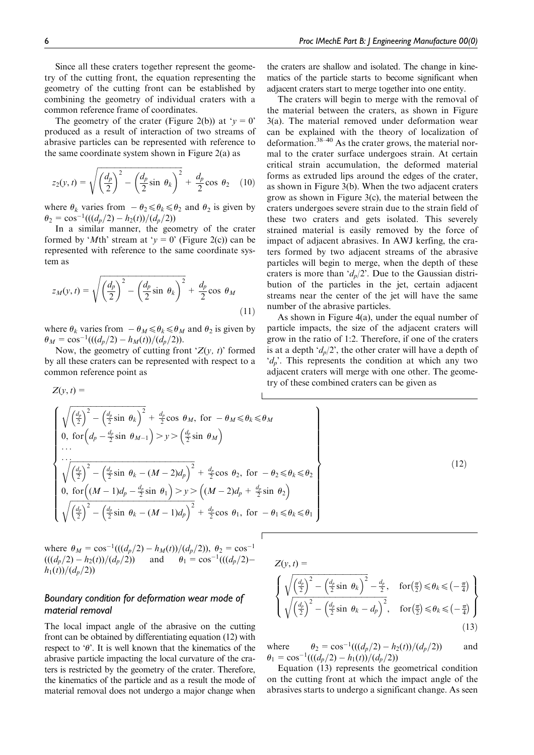Since all these craters together represent the geometry of the cutting front, the equation representing the geometry of the cutting front can be established by combining the geometry of individual craters with a common reference frame of coordinates.

The geometry of the crater (Figure 2(b)) at '$y = 0$' produced as a result of interaction of two streams of abrasive particles can be represented with reference to the same coordinate system shown in Figure 2(a) as

$$z_2(y,t) = \sqrt{\left(\frac{d_p}{2}\right)^2 - \left(\frac{d_p}{2}\sin\,\theta_k\right)^2} + \frac{d_p}{2}\cos\,\theta_2 \quad (10)$$

where $\theta_k$ varies from $-\theta_2 \leqslant \theta_k \leqslant \theta_2$ and $\theta_2$ is given by $\theta_2 = \cos^{-1}(((d_p/2) - h_2(t))/(d_p/2))$

In a similar manner, the geometry of the crater formed by '$M$th' stream at '$y = 0$' (Figure 2(c)) can be represented with reference to the same coordinate system as

$$z_M(y,t) = \sqrt{\left(\frac{d_p}{2}\right)^2 - \left(\frac{d_p}{2}\sin\,\theta_k\right)^2} + \frac{d_p}{2}\cos\,\theta_M \quad (11)$$

where $\theta_k$ varies from $-\theta_M \leqslant \theta_k \leqslant \theta_M$ and $\theta_2$ is given by $\theta_M = \cos^{-1}(((d_p/2) - h_M(t))/(d_p/2))$.

Now, the geometry of cutting front '$Z(y, t)$' formed by all these craters can be represented with respect to a common reference point as

$$Z(y,t) = \left\{ \begin{array}{l} \sqrt{\left(\frac{d_p}{2}\right)^2 - \left(\frac{d_p}{2}\sin\,\theta_k\right)^2} + \frac{d_p}{2}\cos\,\theta_M, \text{ for } -\theta_M \leqslant \theta_k \leqslant \theta_M \\ 0, \text{ for}\left(d_p - \frac{d_p}{2}\sin\,\theta_{M-1}\right) > y > \left(\frac{d_p}{2}\sin\,\theta_M\right) \\ \cdots \\ \cdots \\ \sqrt{\left(\frac{d_p}{2}\right)^2 - \left(\frac{d_p}{2}\sin\,\theta_k - (M-2)d_p\right)^2} + \frac{d_p}{2}\cos\,\theta_2, \text{ for } -\theta_2 \leqslant \theta_k \leqslant \theta_2 \\ 0, \text{ for}\left((M-1)d_p - \frac{d_p}{2}\sin\,\theta_1\right) > y > \left((M-2)d_p + \frac{d_p}{2}\sin\,\theta_2\right) \\ \sqrt{\left(\frac{d_p}{2}\right)^2 - \left(\frac{d_p}{2}\sin\,\theta_k - (M-1)d_p\right)^2} + \frac{d_p}{2}\cos\,\theta_1, \text{ for } -\theta_1 \leqslant \theta_k \leqslant \theta_1 \end{array} \right\} \quad (12)$$

where $\theta_M = \cos^{-1}(((d_p/2) - h_M(t))/(d_p/2))$, $\theta_2 = \cos^{-1}(((d_p/2) - h_2(t))/(d_p/2))$ and $\theta_1 = \cos^{-1}(((d_p/2) - h_1(t))/(d_p/2))$

## Boundary condition for deformation wear mode of material removal

The local impact angle of the abrasive on the cutting front can be obtained by differentiating equation (12) with respect to '$\theta$'. It is well known that the kinematics of the abrasive particle impacting the local curvature of the craters is restricted by the geometry of the crater. Therefore, the kinematics of the particle and as a result the mode of material removal does not undergo a major change when the craters are shallow and isolated. The change in kinematics of the particle starts to become significant when adjacent craters start to merge together into one entity.

The craters will begin to merge with the removal of the material between the craters, as shown in Figure 3(a). The material removed under deformation wear can be explained with the theory of localization of deformation.[38–40] As the crater grows, the material normal to the crater surface undergoes strain. At certain critical strain accumulation, the deformed material forms as extruded lips around the edges of the crater, as shown in Figure 3(b). When the two adjacent craters grow as shown in Figure 3(c), the material between the craters undergoes severe strain due to the strain field of these two craters and gets isolated. This severely strained material is easily removed by the force of impact of adjacent abrasives. In AWJ kerfing, the craters formed by two adjacent streams of the abrasive particles will begin to merge, when the depth of these craters is more than '$d_p/2$'. Due to the Gaussian distribution of the particles in the jet, certain adjacent streams near the center of the jet will have the same number of the abrasive particles.

As shown in Figure 4(a), under the equal number of particle impacts, the size of the adjacent craters will grow in the ratio of 1:2. Therefore, if one of the craters is at a depth '$d_p/2$', the other crater will have a depth of '$d_p$'. This represents the condition at which any two adjacent craters will merge with one other. The geometry of these combined craters can be given as

$$Z(y,t) = \left\{ \begin{array}{ll} \sqrt{\left(\frac{d_p}{2}\right)^2 - \left(\frac{d_p}{2}\sin\,\theta_k\right)^2} - \frac{d_p}{2}, & \text{for}\left(\frac{\pi}{2}\right) \leqslant \theta_k \leqslant \left(-\frac{\pi}{4}\right) \\ \sqrt{\left(\frac{d_p}{2}\right)^2 - \left(\frac{d_p}{2}\sin\,\theta_k - d_p\right)^2}, & \text{for}\left(\frac{\pi}{2}\right) \leqslant \theta_k \leqslant \left(-\frac{\pi}{4}\right) \end{array} \right\} \quad (13)$$

where $\theta_2 = \cos^{-1}(((d_p/2) - h_2(t))/(d_p/2))$ and $\theta_1 = \cos^{-1}(((d_p/2) - h_1(t))/(d_p/2))$

Equation (13) represents the geometrical condition on the cutting front at which the impact angle of the abrasives starts to undergo a significant change. As seen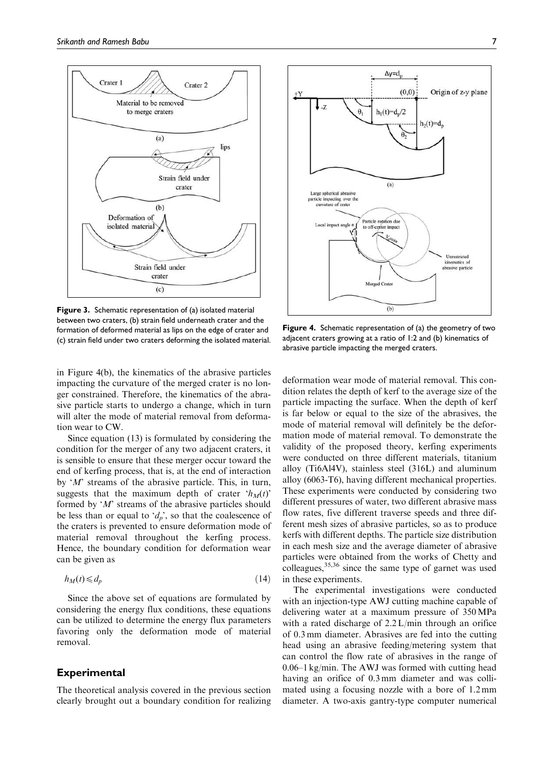Figure 3. Schematic representation of (a) isolated material between two craters, (b) strain field underneath crater and the formation of deformed material as lips on the edge of crater and (c) strain field under two craters deforming the isolated material.

Figure 4. Schematic representation of (a) the geometry of two adjacent craters growing at a ratio of 1:2 and (b) kinematics of abrasive particle impacting the merged craters.

in Figure 4(b), the kinematics of the abrasive particles impacting the curvature of the merged crater is no longer constrained. Therefore, the kinematics of the abrasive particle starts to undergo a change, which in turn will alter the mode of material removal from deformation wear to CW.

Since equation (13) is formulated by considering the condition for the merger of any two adjacent craters, it is sensible to ensure that these merger occur toward the end of kerfing process, that is, at the end of interaction by '$M$' streams of the abrasive particle. This, in turn, suggests that the maximum depth of crater '$h_M(t)$' formed by '$M$' streams of the abrasive particles should be less than or equal to '$d_p$', so that the coalescence of the craters is prevented to ensure deformation mode of material removal throughout the kerfing process. Hence, the boundary condition for deformation wear can be given as

$$h_M(t) \leqslant d_p \tag{14}$$

Since the above set of equations are formulated by considering the energy flux conditions, these equations can be utilized to determine the energy flux parameters favoring only the deformation mode of material removal.

## Experimental

The theoretical analysis covered in the previous section clearly brought out a boundary condition for realizing deformation wear mode of material removal. This condition relates the depth of kerf to the average size of the particle impacting the surface. When the depth of kerf is far below or equal to the size of the abrasives, the mode of material removal will definitely be the deformation mode of material removal. To demonstrate the validity of the proposed theory, kerfing experiments were conducted on three different materials, titanium alloy (Ti6Al4V), stainless steel (316L) and aluminum alloy (6063-T6), having different mechanical properties. These experiments were conducted by considering two different pressures of water, two different abrasive mass flow rates, five different traverse speeds and three different mesh sizes of abrasive particles, so as to produce kerfs with different depths. The particle size distribution in each mesh size and the average diameter of abrasive particles were obtained from the works of Chetty and colleagues,[35,36] since the same type of garnet was used in these experiments.

The experimental investigations were conducted with an injection-type AWJ cutting machine capable of delivering water at a maximum pressure of 350 MPa with a rated discharge of 2.2 L/min through an orifice of 0.3 mm diameter. Abrasives are fed into the cutting head using an abrasive feeding/metering system that can control the flow rate of abrasives in the range of 0.06–1 kg/min. The AWJ was formed with cutting head having an orifice of 0.3 mm diameter and was collimated using a focusing nozzle with a bore of 1.2 mm diameter. A two-axis gantry-type computer numerical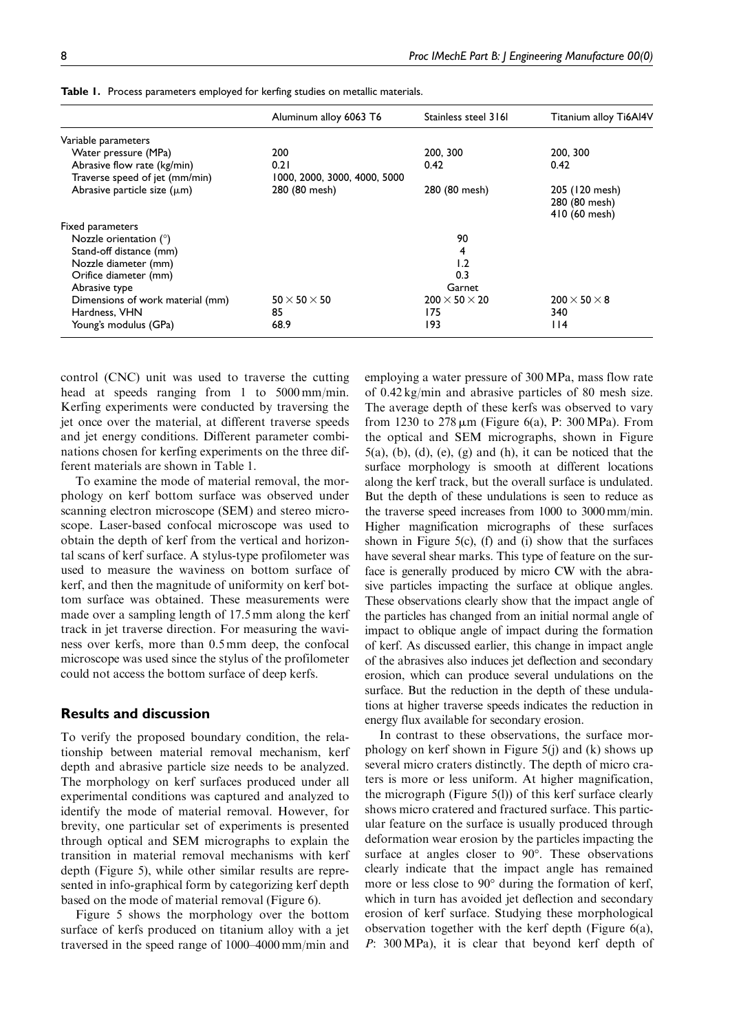**Table 1.** Process parameters employed for kerfing studies on metallic materials.

| | Aluminum alloy 6063 T6 | Stainless steel 316l | Titanium alloy Ti6Al4V |
|---|---|---|---|
| Variable parameters | | | |
| Water pressure (MPa) | 200 | 200, 300 | 200, 300 |
| Abrasive flow rate (kg/min) | 0.21 | 0.42 | 0.42 |
| Traverse speed of jet (mm/min) | 1000, 2000, 3000, 4000, 5000 | | |
| Abrasive particle size (μm) | 280 (80 mesh) | 280 (80 mesh) | 205 (120 mesh)<br>280 (80 mesh)<br>410 (60 mesh) |
| Fixed parameters | | | |
| Nozzle orientation (°) | | 90 | |
| Stand-off distance (mm) | | 4 | |
| Nozzle diameter (mm) | | 1.2 | |
| Orifice diameter (mm) | | 0.3 | |
| Abrasive type | | Garnet | |
| Dimensions of work material (mm) | $50 \times 50 \times 50$ | $200 \times 50 \times 20$ | $200 \times 50 \times 8$ |
| Hardness, VHN | 85 | 175 | 340 |
| Young's modulus (GPa) | 68.9 | 193 | 114 |

control (CNC) unit was used to traverse the cutting head at speeds ranging from 1 to 5000 mm/min. Kerfing experiments were conducted by traversing the jet once over the material, at different traverse speeds and jet energy conditions. Different parameter combinations chosen for kerfing experiments on the three different materials are shown in Table 1.

To examine the mode of material removal, the morphology on kerf bottom surface was observed under scanning electron microscope (SEM) and stereo microscope. Laser-based confocal microscope was used to obtain the depth of kerf from the vertical and horizontal scans of kerf surface. A stylus-type profilometer was used to measure the waviness on bottom surface of kerf, and then the magnitude of uniformity on kerf bottom surface was obtained. These measurements were made over a sampling length of 17.5 mm along the kerf track in jet traverse direction. For measuring the waviness over kerfs, more than 0.5 mm deep, the confocal microscope was used since the stylus of the profilometer could not access the bottom surface of deep kerfs.

## Results and discussion

To verify the proposed boundary condition, the relationship between material removal mechanism, kerf depth and abrasive particle size needs to be analyzed. The morphology on kerf surfaces produced under all experimental conditions was captured and analyzed to identify the mode of material removal. However, for brevity, one particular set of experiments is presented through optical and SEM micrographs to explain the transition in material removal mechanisms with kerf depth (Figure 5), while other similar results are represented in info-graphical form by categorizing kerf depth based on the mode of material removal (Figure 6).

Figure 5 shows the morphology over the bottom surface of kerfs produced on titanium alloy with a jet traversed in the speed range of 1000–4000 mm/min and employing a water pressure of 300 MPa, mass flow rate of 0.42 kg/min and abrasive particles of 80 mesh size. The average depth of these kerfs was observed to vary from 1230 to 278 μm (Figure 6(a), P: 300 MPa). From the optical and SEM micrographs, shown in Figure 5(a), (b), (d), (e), (g) and (h), it can be noticed that the surface morphology is smooth at different locations along the kerf track, but the overall surface is undulated. But the depth of these undulations is seen to reduce as the traverse speed increases from 1000 to 3000 mm/min. Higher magnification micrographs of these surfaces shown in Figure 5(c), (f) and (i) show that the surfaces have several shear marks. This type of feature on the surface is generally produced by micro CW with the abrasive particles impacting the surface at oblique angles. These observations clearly show that the impact angle of the particles has changed from an initial normal angle of impact to oblique angle of impact during the formation of kerf. As discussed earlier, this change in impact angle of the abrasives also induces jet deflection and secondary erosion, which can produce several undulations on the surface. But the reduction in the depth of these undulations at higher traverse speeds indicates the reduction in energy flux available for secondary erosion.

In contrast to these observations, the surface morphology on kerf shown in Figure 5(j) and (k) shows up several micro craters distinctly. The depth of micro craters is more or less uniform. At higher magnification, the micrograph (Figure 5(l)) of this kerf surface clearly shows micro cratered and fractured surface. This particular feature on the surface is usually produced through deformation wear erosion by the particles impacting the surface at angles closer to 90°. These observations clearly indicate that the impact angle has remained more or less close to 90° during the formation of kerf, which in turn has avoided jet deflection and secondary erosion of kerf surface. Studying these morphological observation together with the kerf depth (Figure 6(a), *P*: 300 MPa), it is clear that beyond kerf depth of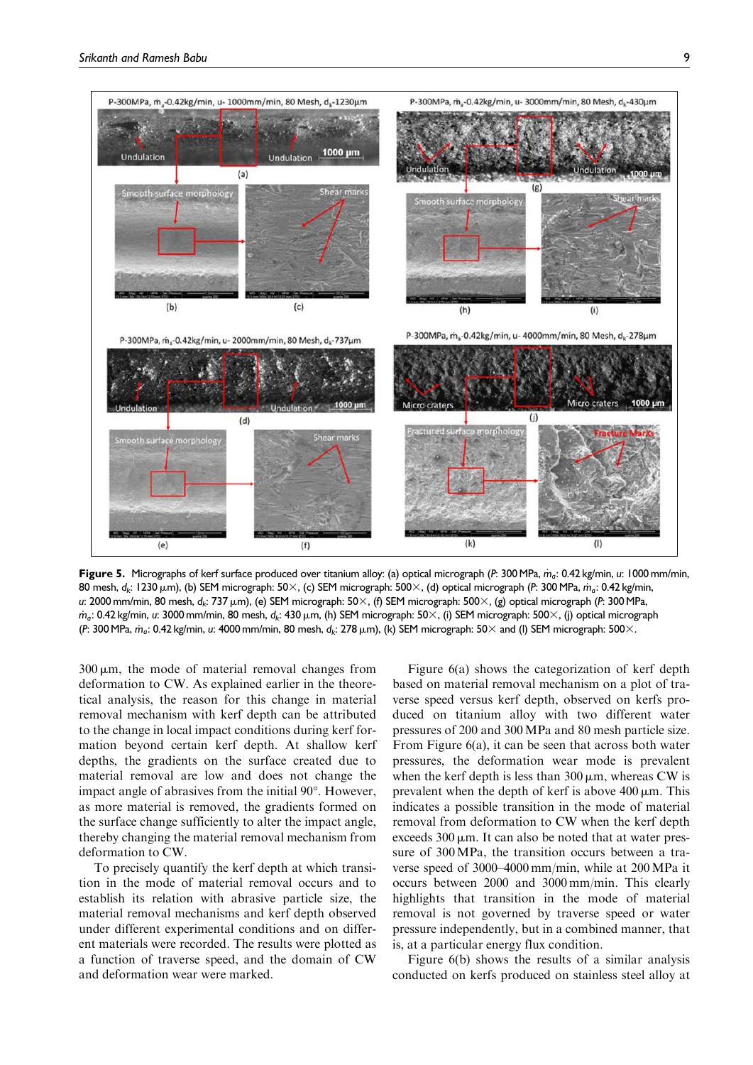**Figure 5.** Micrographs of kerf surface produced over titanium alloy: (a) optical micrograph ($P$: 300 MPa, $\dot{m}_a$: 0.42 kg/min, $u$: 1000 mm/min, 80 mesh, $d_k$: 1230 μm), (b) SEM micrograph: 50×, (c) SEM micrograph: 500×, (d) optical micrograph ($P$: 300 MPa, $\dot{m}_a$: 0.42 kg/min, $u$: 2000 mm/min, 80 mesh, $d_k$: 737 μm), (e) SEM micrograph: 50×, (f) SEM micrograph: 500×, (g) optical micrograph ($P$: 300 MPa, $\dot{m}_a$: 0.42 kg/min, $u$: 3000 mm/min, 80 mesh, $d_k$: 430 μm, (h) SEM micrograph: 50×, (i) SEM micrograph: 500×, (j) optical micrograph ($P$: 300 MPa, $\dot{m}_a$: 0.42 kg/min, $u$: 4000 mm/min, 80 mesh, $d_k$: 278 μm), (k) SEM micrograph: 50× and (l) SEM micrograph: 500×.

300 μm, the mode of material removal changes from deformation to CW. As explained earlier in the theoretical analysis, the reason for this change in material removal mechanism with kerf depth can be attributed to the change in local impact conditions during kerf formation beyond certain kerf depth. At shallow kerf depths, the gradients on the surface created due to material removal are low and does not change the impact angle of abrasives from the initial 90°. However, as more material is removed, the gradients formed on the surface change sufficiently to alter the impact angle, thereby changing the material removal mechanism from deformation to CW.

To precisely quantify the kerf depth at which transition in the mode of material removal occurs and to establish its relation with abrasive particle size, the material removal mechanisms and kerf depth observed under different experimental conditions and on different materials were recorded. The results were plotted as a function of traverse speed, and the domain of CW and deformation wear were marked.

Figure 6(a) shows the categorization of kerf depth based on material removal mechanism on a plot of traverse speed versus kerf depth, observed on kerfs produced on titanium alloy with two different water pressures of 200 and 300 MPa and 80 mesh particle size. From Figure 6(a), it can be seen that across both water pressures, the deformation wear mode is prevalent when the kerf depth is less than 300 μm, whereas CW is prevalent when the depth of kerf is above 400 μm. This indicates a possible transition in the mode of material removal from deformation to CW when the kerf depth exceeds 300 μm. It can also be noted that at water pressure of 300 MPa, the transition occurs between a traverse speed of 3000–4000 mm/min, while at 200 MPa it occurs between 2000 and 3000 mm/min. This clearly highlights that transition in the mode of material removal is not governed by traverse speed or water pressure independently, but in a combined manner, that is, at a particular energy flux condition.

Figure 6(b) shows the results of a similar analysis conducted on kerfs produced on stainless steel alloy at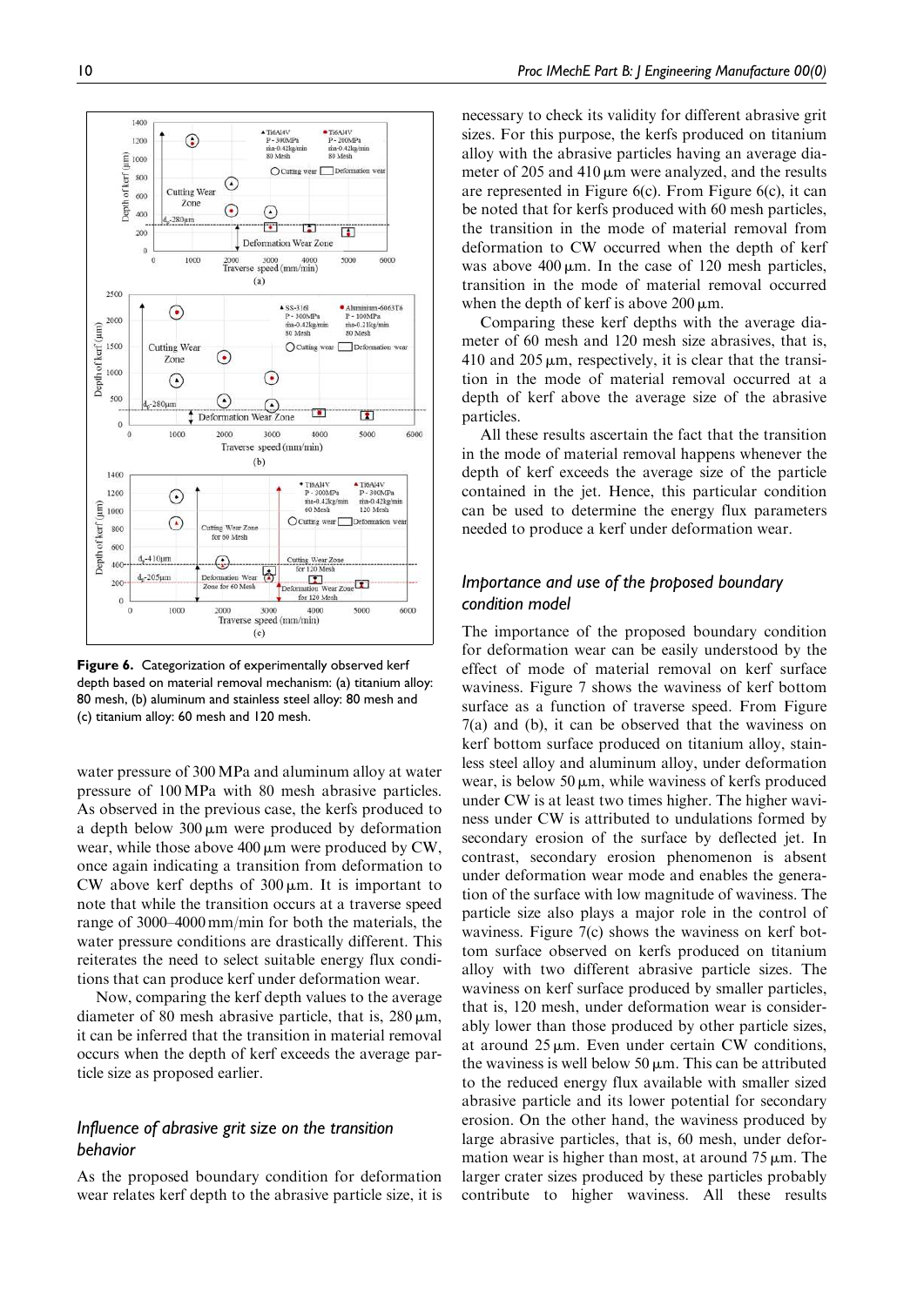water pressure of 300 MPa and aluminum alloy at water pressure of 100 MPa with 80 mesh abrasive particles. As observed in the previous case, the kerfs produced to a depth below 300 μm were produced by deformation wear, while those above 400 μm were produced by CW, once again indicating a transition from deformation to CW above kerf depths of 300 μm. It is important to note that while the transition occurs at a traverse speed range of 3000–4000 mm/min for both the materials, the water pressure conditions are drastically different. This reiterates the need to select suitable energy flux conditions that can produce kerf under deformation wear.

Now, comparing the kerf depth values to the average diameter of 80 mesh abrasive particle, that is, 280 μm, it can be inferred that the transition in material removal occurs when the depth of kerf exceeds the average particle size as proposed earlier.

Figure 6. Categorization of experimentally observed kerf depth based on material removal mechanism: (a) titanium alloy: 80 mesh, (b) aluminum and stainless steel alloy: 80 mesh and (c) titanium alloy: 60 mesh and 120 mesh.

## Influence of abrasive grit size on the transition behavior

As the proposed boundary condition for deformation wear relates kerf depth to the abrasive particle size, it is necessary to check its validity for different abrasive grit sizes. For this purpose, the kerfs produced on titanium alloy with the abrasive particles having an average diameter of 205 and 410 μm were analyzed, and the results are represented in Figure 6(c). From Figure 6(c), it can be noted that for kerfs produced with 60 mesh particles, the transition in the mode of material removal from deformation to CW occurred when the depth of kerf was above 400 μm. In the case of 120 mesh particles, transition in the mode of material removal occurred when the depth of kerf is above 200 μm.

Comparing these kerf depths with the average diameter of 60 mesh and 120 mesh size abrasives, that is, 410 and 205 μm, respectively, it is clear that the transition in the mode of material removal occurred at a depth of kerf above the average size of the abrasive particles.

All these results ascertain the fact that the transition in the mode of material removal happens whenever the depth of kerf exceeds the average size of the particle contained in the jet. Hence, this particular condition can be used to determine the energy flux parameters needed to produce a kerf under deformation wear.

## Importance and use of the proposed boundary condition model

The importance of the proposed boundary condition for deformation wear can be easily understood by the effect of mode of material removal on kerf surface waviness. Figure 7 shows the waviness of kerf bottom surface as a function of traverse speed. From Figure 7(a) and (b), it can be observed that the waviness on kerf bottom surface produced on titanium alloy, stainless steel alloy and aluminum alloy, under deformation wear, is below 50 μm, while waviness of kerfs produced under CW is at least two times higher. The higher waviness under CW is attributed to undulations formed by secondary erosion of the surface by deflected jet. In contrast, secondary erosion phenomenon is absent under deformation wear mode and enables the generation of the surface with low magnitude of waviness. The particle size also plays a major role in the control of waviness. Figure 7(c) shows the waviness on kerf bottom surface observed on kerfs produced on titanium alloy with two different abrasive particle sizes. The waviness on kerf surface produced by smaller particles, that is, 120 mesh, under deformation wear is considerably lower than those produced by other particle sizes, at around 25 μm. Even under certain CW conditions, the waviness is well below 50 μm. This can be attributed to the reduced energy flux available with smaller sized abrasive particle and its lower potential for secondary erosion. On the other hand, the waviness produced by large abrasive particles, that is, 60 mesh, under deformation wear is higher than most, at around 75 μm. The larger crater sizes produced by these particles probably contribute to higher waviness. All these results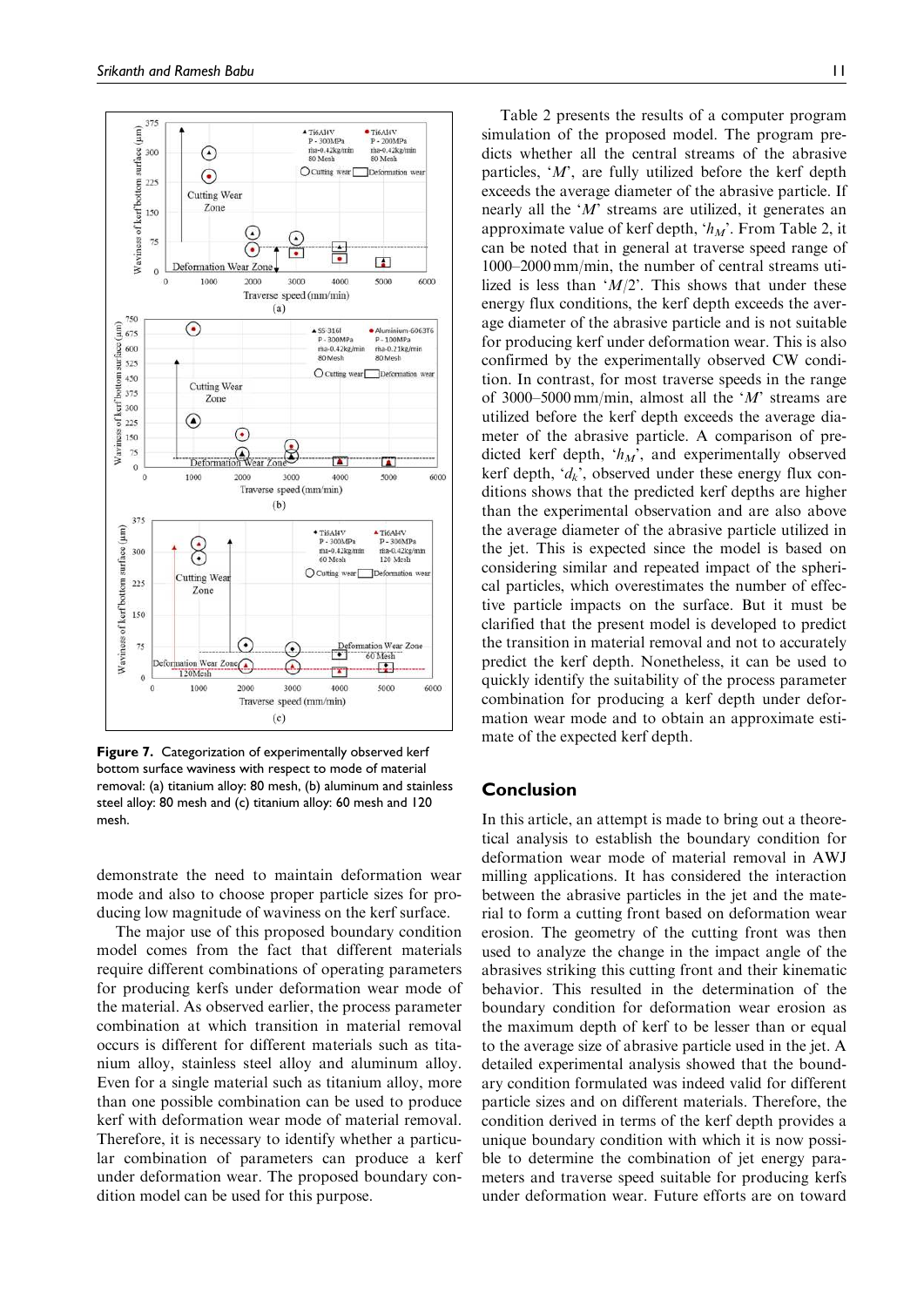Figure 7. Categorization of experimentally observed kerf bottom surface waviness with respect to mode of material removal: (a) titanium alloy: 80 mesh, (b) aluminum and stainless steel alloy: 80 mesh and (c) titanium alloy: 60 mesh and 120 mesh.

demonstrate the need to maintain deformation wear mode and also to choose proper particle sizes for producing low magnitude of waviness on the kerf surface.

The major use of this proposed boundary condition model comes from the fact that different materials require different combinations of operating parameters for producing kerfs under deformation wear mode of the material. As observed earlier, the process parameter combination at which transition in material removal occurs is different for different materials such as titanium alloy, stainless steel alloy and aluminum alloy. Even for a single material such as titanium alloy, more than one possible combination can be used to produce kerf with deformation wear mode of material removal. Therefore, it is necessary to identify whether a particular combination of parameters can produce a kerf under deformation wear. The proposed boundary condition model can be used for this purpose.

Table 2 presents the results of a computer program simulation of the proposed model. The program predicts whether all the central streams of the abrasive particles, '$M$', are fully utilized before the kerf depth exceeds the average diameter of the abrasive particle. If nearly all the '$M$' streams are utilized, it generates an approximate value of kerf depth, '$h_M$'. From Table 2, it can be noted that in general at traverse speed range of 1000–2000 mm/min, the number of central streams utilized is less than '$M/2$'. This shows that under these energy flux conditions, the kerf depth exceeds the average diameter of the abrasive particle and is not suitable for producing kerf under deformation wear. This is also confirmed by the experimentally observed CW condition. In contrast, for most traverse speeds in the range of 3000–5000 mm/min, almost all the '$M$' streams are utilized before the kerf depth exceeds the average diameter of the abrasive particle. A comparison of predicted kerf depth, '$h_M$', and experimentally observed kerf depth, '$d_k$', observed under these energy flux conditions shows that the predicted kerf depths are higher than the experimental observation and are also above the average diameter of the abrasive particle utilized in the jet. This is expected since the model is based on considering similar and repeated impact of the spherical particles, which overestimates the number of effective particle impacts on the surface. But it must be clarified that the present model is developed to predict the transition in material removal and not to accurately predict the kerf depth. Nonetheless, it can be used to quickly identify the suitability of the process parameter combination for producing a kerf depth under deformation wear mode and to obtain an approximate estimate of the expected kerf depth.

## Conclusion

In this article, an attempt is made to bring out a theoretical analysis to establish the boundary condition for deformation wear mode of material removal in AWJ milling applications. It has considered the interaction between the abrasive particles in the jet and the material to form a cutting front based on deformation wear erosion. The geometry of the cutting front was then used to analyze the change in the impact angle of the abrasives striking this cutting front and their kinematic behavior. This resulted in the determination of the boundary condition for deformation wear erosion as the maximum depth of kerf to be lesser than or equal to the average size of abrasive particle used in the jet. A detailed experimental analysis showed that the boundary condition formulated was indeed valid for different particle sizes and on different materials. Therefore, the condition derived in terms of the kerf depth provides a unique boundary condition with which it is now possible to determine the combination of jet energy parameters and traverse speed suitable for producing kerfs under deformation wear. Future efforts are on toward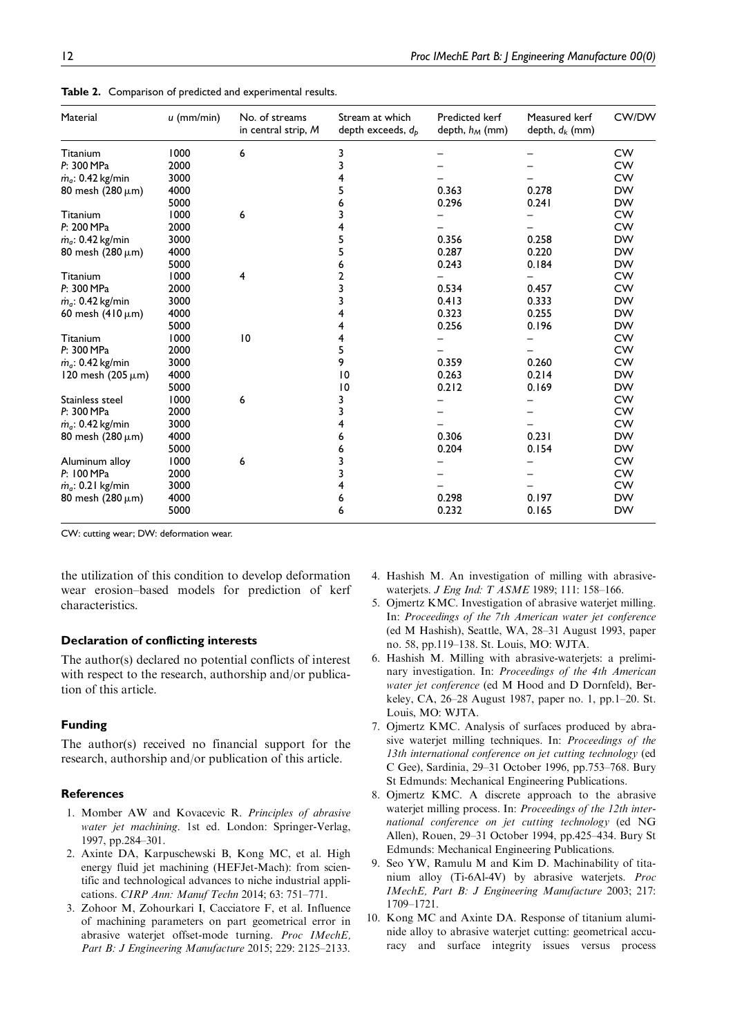**Table 2.** Comparison of predicted and experimental results.

| Material | $u$ (mm/min) | No. of streams in central strip, $M$ | Stream at which depth exceeds, $d_p$ | Predicted kerf depth, $h_M$ (mm) | Measured kerf depth, $d_k$ (mm) | CW/DW |
|---|---|---|---|---|---|---|
| Titanium | 1000 | 6 | 3 | – | – | CW |
| $P$: 300 MPa | 2000 | | 3 | – | – | CW |
| $\dot{m}_a$: 0.42 kg/min | 3000 | | 4 | – | – | CW |
| 80 mesh (280 μm) | 4000 | | 5 | 0.363 | 0.278 | DW |
| | 5000 | | 6 | 0.296 | 0.241 | DW |
| Titanium | 1000 | 6 | 3 | – | – | CW |
| $P$: 200 MPa | 2000 | | 4 | – | – | CW |
| $\dot{m}_a$: 0.42 kg/min | 3000 | | 5 | 0.356 | 0.258 | DW |
| 80 mesh (280 μm) | 4000 | | 5 | 0.287 | 0.220 | DW |
| | 5000 | | 6 | 0.243 | 0.184 | DW |
| Titanium | 1000 | 4 | 2 | – | – | CW |
| $P$: 300 MPa | 2000 | | 3 | 0.534 | 0.457 | CW |
| $\dot{m}_a$: 0.42 kg/min | 3000 | | 3 | 0.413 | 0.333 | DW |
| 60 mesh (410 μm) | 4000 | | 4 | 0.323 | 0.255 | DW |
| | 5000 | | 4 | 0.256 | 0.196 | DW |
| Titanium | 1000 | 10 | 4 | – | – | CW |
| $P$: 300 MPa | 2000 | | 5 | – | – | CW |
| $\dot{m}_a$: 0.42 kg/min | 3000 | | 9 | 0.359 | 0.260 | CW |
| 120 mesh (205 μm) | 4000 | | 10 | 0.263 | 0.214 | DW |
| | 5000 | | 10 | 0.212 | 0.169 | DW |
| Stainless steel | 1000 | 6 | 3 | – | – | CW |
| $P$: 300 MPa | 2000 | | 3 | – | – | CW |
| $\dot{m}_a$: 0.42 kg/min | 3000 | | 4 | – | – | CW |
| 80 mesh (280 μm) | 4000 | | 6 | 0.306 | 0.231 | DW |
| | 5000 | | 6 | 0.204 | 0.154 | DW |
| Aluminum alloy | 1000 | 6 | 3 | – | – | CW |
| $P$: 100 MPa | 2000 | | 3 | – | – | CW |
| $\dot{m}_a$: 0.21 kg/min | 3000 | | 4 | – | – | CW |
| 80 mesh (280 μm) | 4000 | | 6 | 0.298 | 0.197 | DW |
| | 5000 | | 6 | 0.232 | 0.165 | DW |

CW: cutting wear; DW: deformation wear.

the utilization of this condition to develop deformation wear erosion–based models for prediction of kerf characteristics.

### Declaration of conflicting interests

The author(s) declared no potential conflicts of interest with respect to the research, authorship and/or publication of this article.

### Funding

The author(s) received no financial support for the research, authorship and/or publication of this article.

### References

1. Momber AW and Kovacevic R. *Principles of abrasive water jet machining*. 1st ed. London: Springer-Verlag, 1997, pp.284–301.
2. Axinte DA, Karpuschewski B, Kong MC, et al. High energy fluid jet machining (HEFJet-Mach): from scientific and technological advances to niche industrial applications. *CIRP Ann: Manuf Techn* 2014; 63: 751–771.
3. Zohoor M, Zohourkari I, Cacciatore F, et al. Influence of machining parameters on part geometrical error in abrasive waterjet offset-mode turning. *Proc IMechE, Part B: J Engineering Manufacture* 2015; 229: 2125–2133.
4. Hashish M. An investigation of milling with abrasive-waterjets. *J Eng Ind: T ASME* 1989; 111: 158–166.
5. Ojmertz KMC. Investigation of abrasive waterjet milling. In: *Proceedings of the 7th American water jet conference* (ed M Hashish), Seattle, WA, 28–31 August 1993, paper no. 58, pp.119–138. St. Louis, MO: WJTA.
6. Hashish M. Milling with abrasive-waterjets: a preliminary investigation. In: *Proceedings of the 4th American water jet conference* (ed M Hood and D Dornfeld), Berkeley, CA, 26–28 August 1987, paper no. 1, pp.1–20. St. Louis, MO: WJTA.
7. Ojmertz KMC. Analysis of surfaces produced by abrasive waterjet milling techniques. In: *Proceedings of the 13th international conference on jet cutting technology* (ed C Gee), Sardinia, 29–31 October 1996, pp.753–768. Bury St Edmunds: Mechanical Engineering Publications.
8. Ojmertz KMC. A discrete approach to the abrasive waterjet milling process. In: *Proceedings of the 12th international conference on jet cutting technology* (ed NG Allen), Rouen, 29–31 October 1994, pp.425–434. Bury St Edmunds: Mechanical Engineering Publications.
9. Seo YW, Ramulu M and Kim D. Machinability of titanium alloy (Ti-6Al-4V) by abrasive waterjets. *Proc IMechE, Part B: J Engineering Manufacture* 2003; 217: 1709–1721.
10. Kong MC and Axinte DA. Response of titanium aluminide alloy to abrasive waterjet cutting: geometrical accuracy and surface integrity issues versus process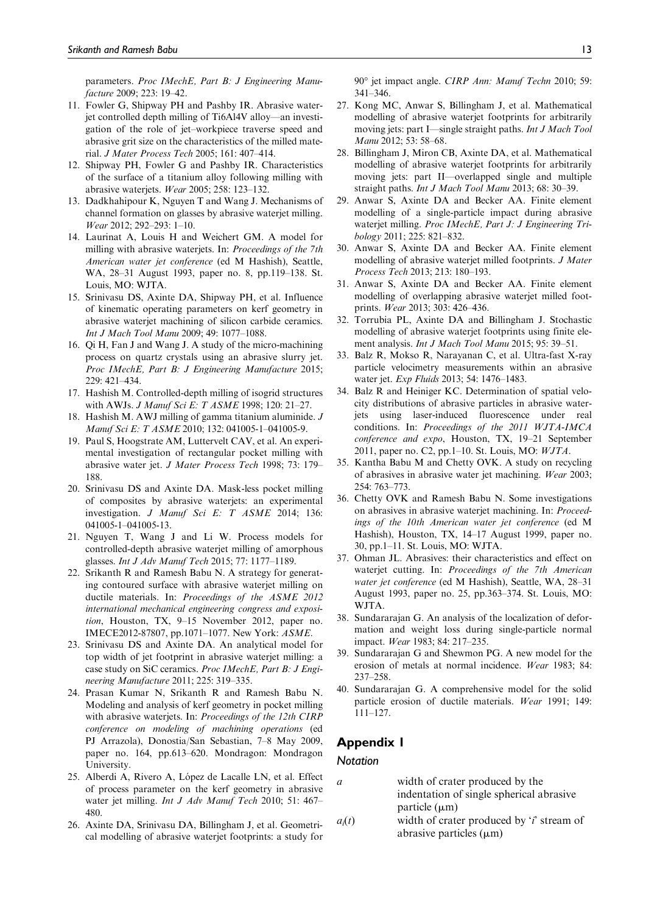parameters. *Proc IMechE, Part B: J Engineering Manufacture* 2009; 223: 19–42.

11. Fowler G, Shipway PH and Pashby IR. Abrasive waterjet controlled depth milling of Ti6Al4V alloy—an investigation of the role of jet–workpiece traverse speed and abrasive grit size on the characteristics of the milled material. *J Mater Process Tech* 2005; 161: 407–414.
12. Shipway PH, Fowler G and Pashby IR. Characteristics of the surface of a titanium alloy following milling with abrasive waterjets. *Wear* 2005; 258: 123–132.
13. Dadkhahipour K, Nguyen T and Wang J. Mechanisms of channel formation on glasses by abrasive waterjet milling. *Wear* 2012; 292–293: 1–10.
14. Laurinat A, Louis H and Weichert GM. A model for milling with abrasive waterjets. In: *Proceedings of the 7th American water jet conference* (ed M Hashish), Seattle, WA, 28–31 August 1993, paper no. 8, pp.119–138. St. Louis, MO: WJTA.
15. Srinivasu DS, Axinte DA, Shipway PH, et al. Influence of kinematic operating parameters on kerf geometry in abrasive waterjet machining of silicon carbide ceramics. *Int J Mach Tool Manu* 2009; 49: 1077–1088.
16. Qi H, Fan J and Wang J. A study of the micro-machining process on quartz crystals using an abrasive slurry jet. *Proc IMechE, Part B: J Engineering Manufacture* 2015; 229: 421–434.
17. Hashish M. Controlled-depth milling of isogrid structures with AWJs. *J Manuf Sci E: T ASME* 1998; 120: 21–27.
18. Hashish M. AWJ milling of gamma titanium aluminide. *J Manuf Sci E: T ASME* 2010; 132: 041005-1–041005-9.
19. Paul S, Hoogstrate AM, Luttervelt CAV, et al. An experimental investigation of rectangular pocket milling with abrasive water jet. *J Mater Process Tech* 1998; 73: 179–188.
20. Srinivasu DS and Axinte DA. Mask-less pocket milling of composites by abrasive waterjets: an experimental investigation. *J Manuf Sci E: T ASME* 2014; 136: 041005-1–041005-13.
21. Nguyen T, Wang J and Li W. Process models for controlled-depth abrasive waterjet milling of amorphous glasses. *Int J Adv Manuf Tech* 2015; 77: 1177–1189.
22. Srikanth R and Ramesh Babu N. A strategy for generating contoured surface with abrasive waterjet milling on ductile materials. In: *Proceedings of the ASME 2012 international mechanical engineering congress and exposition*, Houston, TX, 9–15 November 2012, paper no. IMECE2012-87807, pp.1071–1077. New York: *ASME*.
23. Srinivasu DS and Axinte DA. An analytical model for top width of jet footprint in abrasive waterjet milling: a case study on SiC ceramics. *Proc IMechE, Part B: J Engineering Manufacture* 2011; 225: 319–335.
24. Prasan Kumar N, Srikanth R and Ramesh Babu N. Modeling and analysis of kerf geometry in pocket milling with abrasive waterjets. In: *Proceedings of the 12th CIRP conference on modeling of machining operations* (ed PJ Arrazola), Donostia/San Sebastian, 7–8 May 2009, paper no. 164, pp.613–620. Mondragon: Mondragon University.
25. Alberdi A, Rivero A, López de Lacalle LN, et al. Effect of process parameter on the kerf geometry in abrasive water jet milling. *Int J Adv Manuf Tech* 2010; 51: 467–480.
26. Axinte DA, Srinivasu DA, Billingham J, et al. Geometrical modelling of abrasive waterjet footprints: a study for 90° jet impact angle. *CIRP Ann: Manuf Techn* 2010; 59: 341–346.
27. Kong MC, Anwar S, Billingham J, et al. Mathematical modelling of abrasive waterjet footprints for arbitrarily moving jets: part I—single straight paths. *Int J Mach Tool Manu* 2012; 53: 58–68.
28. Billingham J, Miron CB, Axinte DA, et al. Mathematical modelling of abrasive waterjet footprints for arbitrarily moving jets: part II—overlapped single and multiple straight paths. *Int J Mach Tool Manu* 2013; 68: 30–39.
29. Anwar S, Axinte DA and Becker AA. Finite element modelling of a single-particle impact during abrasive waterjet milling. *Proc IMechE, Part J: J Engineering Tribology* 2011; 225: 821–832.
30. Anwar S, Axinte DA and Becker AA. Finite element modelling of abrasive waterjet milled footprints. *J Mater Process Tech* 2013; 213: 180–193.
31. Anwar S, Axinte DA and Becker AA. Finite element modelling of overlapping abrasive waterjet milled footprints. *Wear* 2013; 303: 426–436.
32. Torrubia PL, Axinte DA and Billingham J. Stochastic modelling of abrasive waterjet footprints using finite element analysis. *Int J Mach Tool Manu* 2015; 95: 39–51.
33. Balz R, Mokso R, Narayanan C, et al. Ultra-fast X-ray particle velocimetry measurements within an abrasive water jet. *Exp Fluids* 2013; 54: 1476–1483.
34. Balz R and Heiniger KC. Determination of spatial velocity distributions of abrasive particles in abrasive waterjets using laser-induced fluorescence under real conditions. In: *Proceedings of the 2011 WJTA-IMCA conference and expo*, Houston, TX, 19–21 September 2011, paper no. C2, pp.1–10. St. Louis, MO: *WJTA*.
35. Kantha Babu M and Chetty OVK. A study on recycling of abrasives in abrasive water jet machining. *Wear* 2003; 254: 763–773.
36. Chetty OVK and Ramesh Babu N. Some investigations on abrasives in abrasive waterjet machining. In: *Proceedings of the 10th American water jet conference* (ed M Hashish), Houston, TX, 14–17 August 1999, paper no. 30, pp.1–11. St. Louis, MO: WJTA.
37. Ohman JL. Abrasives: their characteristics and effect on waterjet cutting. In: *Proceedings of the 7th American water jet conference* (ed M Hashish), Seattle, WA, 28–31 August 1993, paper no. 25, pp.363–374. St. Louis, MO: WJTA.
38. Sundararajan G. An analysis of the localization of deformation and weight loss during single-particle normal impact. *Wear* 1983; 84: 217–235.
39. Sundararajan G and Shewmon PG. A new model for the erosion of metals at normal incidence. *Wear* 1983; 84: 237–258.
40. Sundararajan G. A comprehensive model for the solid particle erosion of ductile materials. *Wear* 1991; 149: 111–127.

## Appendix 1

### Notation

| | |
|---|---|
| $a$ | width of crater produced by the indentation of single spherical abrasive particle (μm) |
| $a_i(t)$ | width of crater produced by '$i$' stream of abrasive particles (μm) |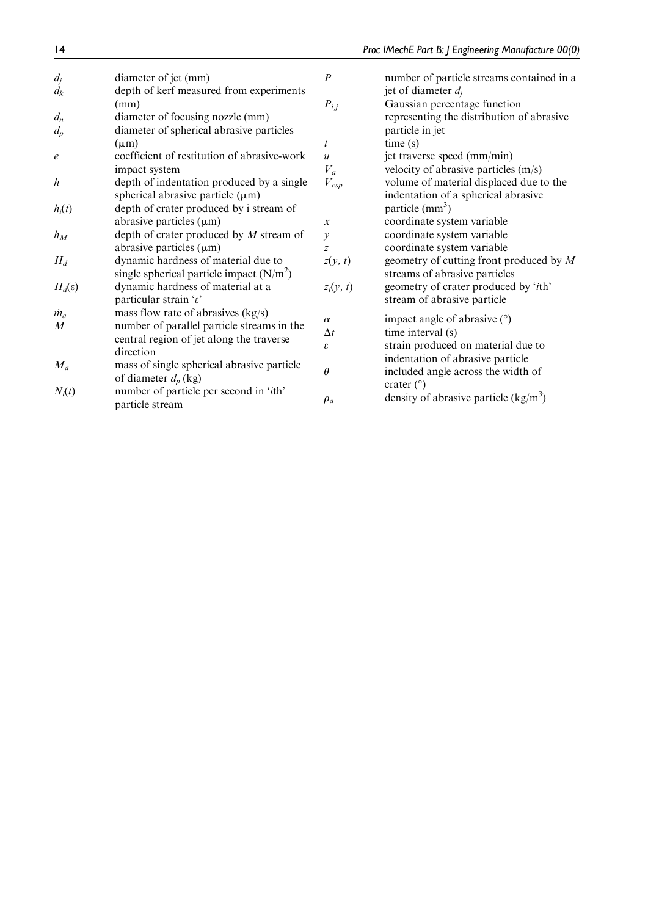| | |
|---|---|
| $d_j$ | diameter of jet (mm) |
| $d_k$ | depth of kerf measured from experiments (mm) |
| $d_n$ | diameter of focusing nozzle (mm) |
| $d_p$ | diameter of spherical abrasive particles (μm) |
| $e$ | coefficient of restitution of abrasive-work impact system |
| $h$ | depth of indentation produced by a single spherical abrasive particle (μm) |
| $h_i(t)$ | depth of crater produced by i stream of abrasive particles (μm) |
| $h_M$ | depth of crater produced by $M$ stream of abrasive particles (μm) |
| $H_d$ | dynamic hardness of material due to single spherical particle impact ($N/m^2$) |
| $H_d(\varepsilon)$ | dynamic hardness of material at a particular strain '$\varepsilon$' |
| $\dot{m}_a$ | mass flow rate of abrasives (kg/s) |
| $M$ | number of parallel particle streams in the central region of jet along the traverse direction |
| $M_a$ | mass of single spherical abrasive particle of diameter $d_p$ (kg) |
| $N_i(t)$ | number of particle per second in '$i$th' particle stream |
| $P$ | number of particle streams contained in a jet of diameter $d_j$ |
| $P_{i,j}$ | Gaussian percentage function representing the distribution of abrasive particle in jet |
| $t$ | time (s) |
| $u$ | jet traverse speed (mm/min) |
| $V_a$ | velocity of abrasive particles (m/s) |
| $V_{csp}$ | volume of material displaced due to the indentation of a spherical abrasive particle ($mm^3$) |
| $x$ | coordinate system variable |
| $y$ | coordinate system variable |
| $z$ | coordinate system variable |
| $z(y, t)$ | geometry of cutting front produced by $M$ streams of abrasive particles |
| $z_i(y, t)$ | geometry of crater produced by '$i$th' stream of abrasive particle |
| $\alpha$ | impact angle of abrasive (°) |
| $\Delta t$ | time interval (s) |
| $\varepsilon$ | strain produced on material due to indentation of abrasive particle |
| $\theta$ | included angle across the width of crater (°) |
| $\rho_a$ | density of abrasive particle ($kg/m^3$) |